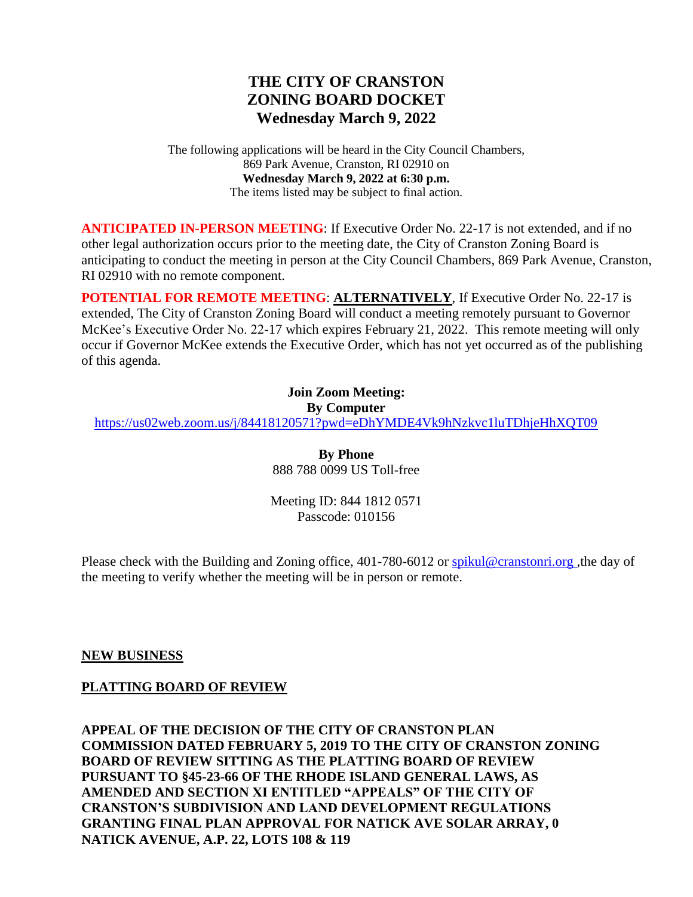# THE CITY OF CRANSTON
# ZONING BOARD DOCKET
# Wednesday March 9, 2022

The following applications will be heard in the City Council Chambers,
869 Park Avenue, Cranston, RI 02910 on
**Wednesday March 9, 2022 at 6:30 p.m.**
The items listed may be subject to final action.

**ANTICIPATED IN-PERSON MEETING**: If Executive Order No. 22-17 is not extended, and if no other legal authorization occurs prior to the meeting date, the City of Cranston Zoning Board is anticipating to conduct the meeting in person at the City Council Chambers, 869 Park Avenue, Cranston, RI 02910 with no remote component.

**POTENTIAL FOR REMOTE MEETING**: **ALTERNATIVELY**, If Executive Order No. 22-17 is extended, The City of Cranston Zoning Board will conduct a meeting remotely pursuant to Governor McKee's Executive Order No. 22-17 which expires February 21, 2022. This remote meeting will only occur if Governor McKee extends the Executive Order, which has not yet occurred as of the publishing of this agenda.

**Join Zoom Meeting:**
**By Computer**
https://us02web.zoom.us/j/84418120571?pwd=eDhYMDE4Vk9hNzkvc1luTDhjeHhXQT09

**By Phone**
888 788 0099 US Toll-free

Meeting ID: 844 1812 0571
Passcode: 010156

Please check with the Building and Zoning office, 401-780-6012 or spikul@cranstonri.org ,the day of the meeting to verify whether the meeting will be in person or remote.

## NEW BUSINESS

## PLATTING BOARD OF REVIEW

**APPEAL OF THE DECISION OF THE CITY OF CRANSTON PLAN COMMISSION DATED FEBRUARY 5, 2019 TO THE CITY OF CRANSTON ZONING BOARD OF REVIEW SITTING AS THE PLATTING BOARD OF REVIEW PURSUANT TO §45-23-66 OF THE RHODE ISLAND GENERAL LAWS, AS AMENDED AND SECTION XI ENTITLED "APPEALS" OF THE CITY OF CRANSTON'S SUBDIVISION AND LAND DEVELOPMENT REGULATIONS GRANTING FINAL PLAN APPROVAL FOR NATICK AVE SOLAR ARRAY, 0 NATICK AVENUE, A.P. 22, LOTS 108 & 119**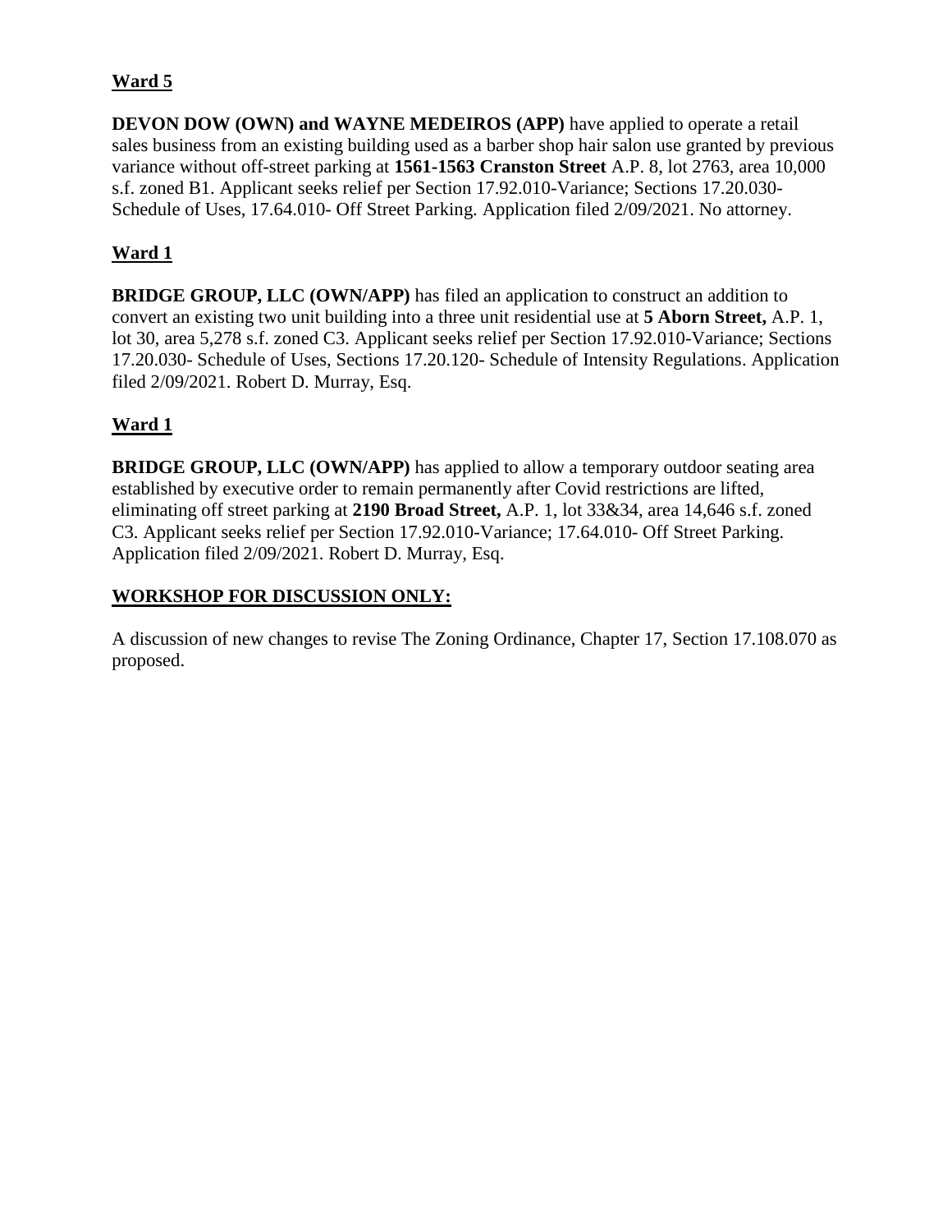**Ward 5**

**DEVON DOW (OWN) and WAYNE MEDEIROS (APP)** have applied to operate a retail sales business from an existing building used as a barber shop hair salon use granted by previous variance without off-street parking at **1561-1563 Cranston Street** A.P. 8, lot 2763, area 10,000 s.f. zoned B1. Applicant seeks relief per Section 17.92.010-Variance; Sections 17.20.030- Schedule of Uses, 17.64.010- Off Street Parking. Application filed 2/09/2021. No attorney.

**Ward 1**

**BRIDGE GROUP, LLC (OWN/APP)** has filed an application to construct an addition to convert an existing two unit building into a three unit residential use at **5 Aborn Street,** A.P. 1, lot 30, area 5,278 s.f. zoned C3. Applicant seeks relief per Section 17.92.010-Variance; Sections 17.20.030- Schedule of Uses, Sections 17.20.120- Schedule of Intensity Regulations. Application filed 2/09/2021. Robert D. Murray, Esq.

**Ward 1**

**BRIDGE GROUP, LLC (OWN/APP)** has applied to allow a temporary outdoor seating area established by executive order to remain permanently after Covid restrictions are lifted, eliminating off street parking at **2190 Broad Street,** A.P. 1, lot 33&34, area 14,646 s.f. zoned C3. Applicant seeks relief per Section 17.92.010-Variance; 17.64.010- Off Street Parking. Application filed 2/09/2021. Robert D. Murray, Esq.

**WORKSHOP FOR DISCUSSION ONLY:**

A discussion of new changes to revise The Zoning Ordinance, Chapter 17, Section 17.108.070 as proposed.